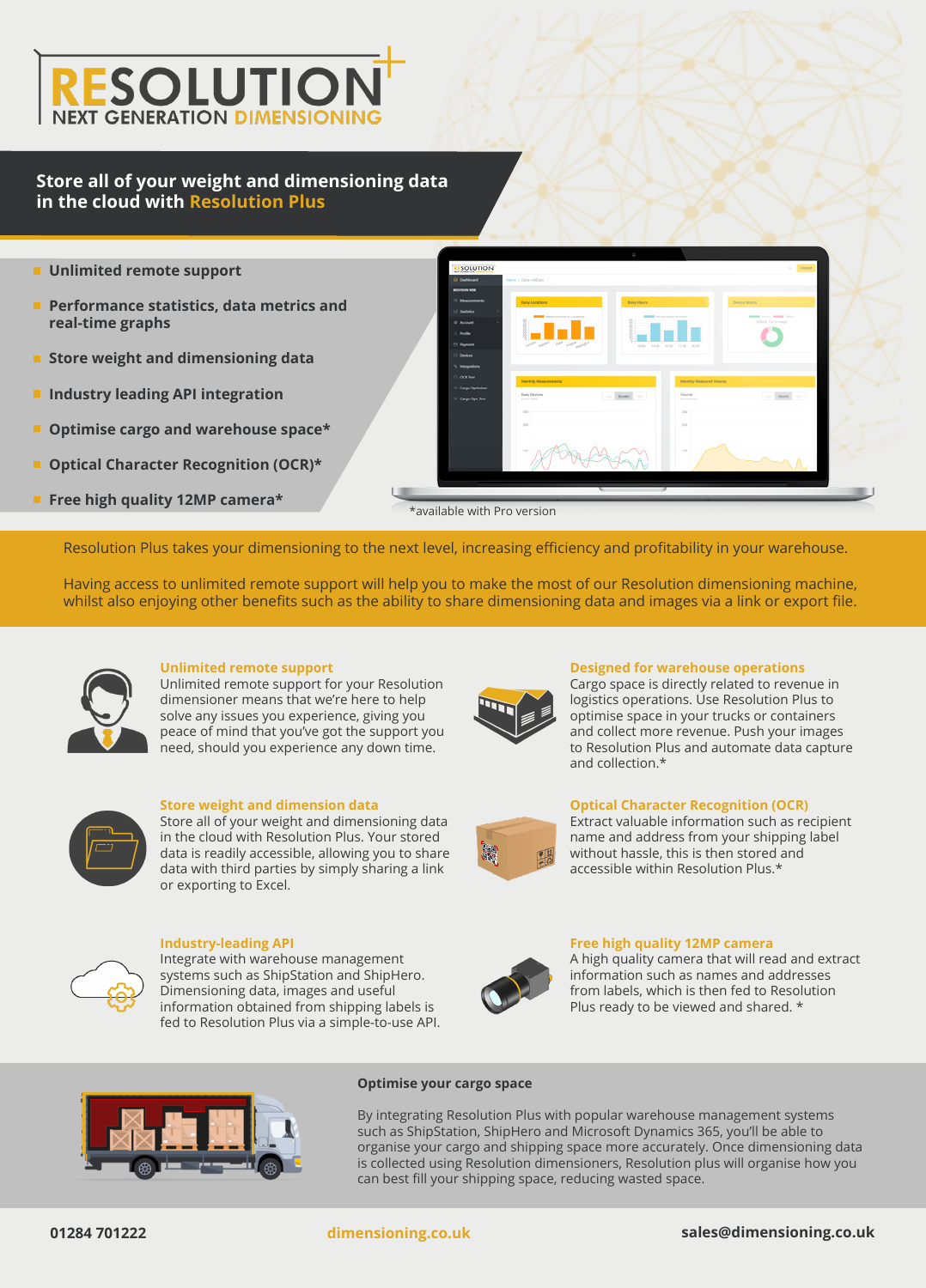# RESOLUTION

NEXT GENERATION DIMENSIONING

## Store all of your weight and dimensioning data in the cloud with Resolution Plus

- Unlimited remote support
- Performance statistics, data metrics and real-time graphs
- Store weight and dimensioning data
- Industry leading API integration
- Optimise cargo and warehouse space*
- Optical Character Recognition (OCR)*
- Free high quality 12MP camera*

*available with Pro version

Resolution Plus takes your dimensioning to the next level, increasing efficiency and profitability in your warehouse.

Having access to unlimited remote support will help you to make the most of our Resolution dimensioning machine, whilst also enjoying other benefits such as the ability to share dimensioning data and images via a link or export file.

### Unlimited remote support

Unlimited remote support for your Resolution dimensioner means that we're here to help solve any issues you experience, giving you peace of mind that you've got the support you need, should you experience any down time.

### Designed for warehouse operations

Cargo space is directly related to revenue in logistics operations. Use Resolution Plus to optimise space in your trucks or containers and collect more revenue. Push your images to Resolution Plus and automate data capture and collection.*

### Store weight and dimension data

Store all of your weight and dimensioning data in the cloud with Resolution Plus. Your stored data is readily accessible, allowing you to share data with third parties by simply sharing a link or exporting to Excel.

### Optical Character Recognition (OCR)

Extract valuable information such as recipient name and address from your shipping label without hassle, this is then stored and accessible within Resolution Plus.*

### Industry-leading API

Integrate with warehouse management systems such as ShipStation and ShipHero. Dimensioning data, images and useful information obtained from shipping labels is fed to Resolution Plus via a simple-to-use API.

### Free high quality 12MP camera

A high quality camera that will read and extract information such as names and addresses from labels, which is then fed to Resolution Plus ready to be viewed and shared. *

### Optimise your cargo space

By integrating Resolution Plus with popular warehouse management systems such as ShipStation, ShipHero and Microsoft Dynamics 365, you'll be able to organise your cargo and shipping space more accurately. Once dimensioning data is collected using Resolution dimensioners, Resolution plus will organise how you can best fill your shipping space, reducing wasted space.

01284 701222 | dimensioning.co.uk | sales@dimensioning.co.uk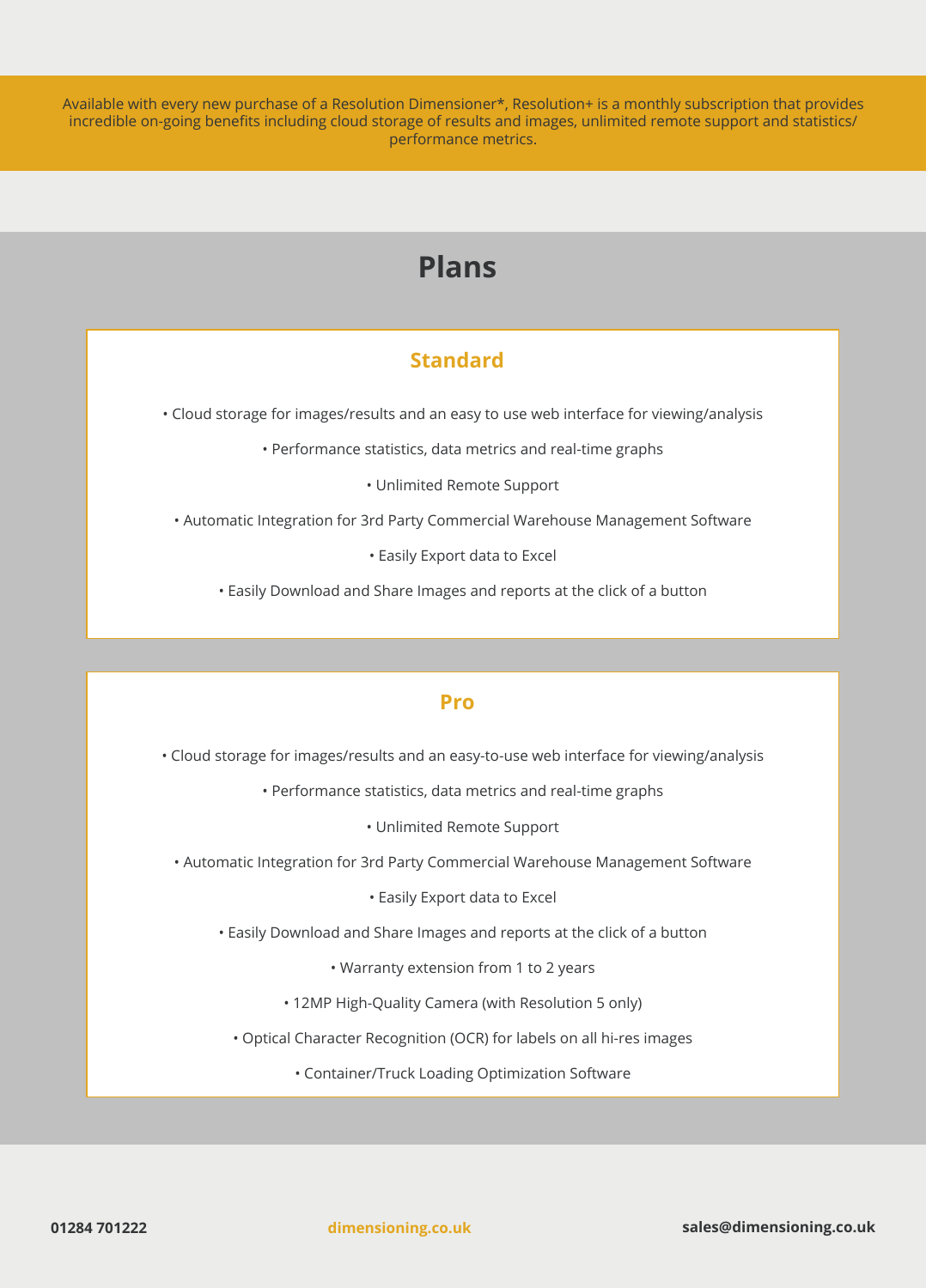Available with every new purchase of a Resolution Dimensioner*, Resolution+ is a monthly subscription that provides incredible on-going benefits including cloud storage of results and images, unlimited remote support and statistics/ performance metrics.

# Plans

## Standard

- Cloud storage for images/results and an easy to use web interface for viewing/analysis
- Performance statistics, data metrics and real-time graphs
- Unlimited Remote Support
- Automatic Integration for 3rd Party Commercial Warehouse Management Software
- Easily Export data to Excel
- Easily Download and Share Images and reports at the click of a button

## Pro

- Cloud storage for images/results and an easy-to-use web interface for viewing/analysis
- Performance statistics, data metrics and real-time graphs
- Unlimited Remote Support
- Automatic Integration for 3rd Party Commercial Warehouse Management Software
- Easily Export data to Excel
- Easily Download and Share Images and reports at the click of a button
- Warranty extension from 1 to 2 years
- 12MP High-Quality Camera (with Resolution 5 only)
- Optical Character Recognition (OCR) for labels on all hi-res images
- Container/Truck Loading Optimization Software

**01284 701222** dimensioning.co.uk **sales@dimensioning.co.uk**